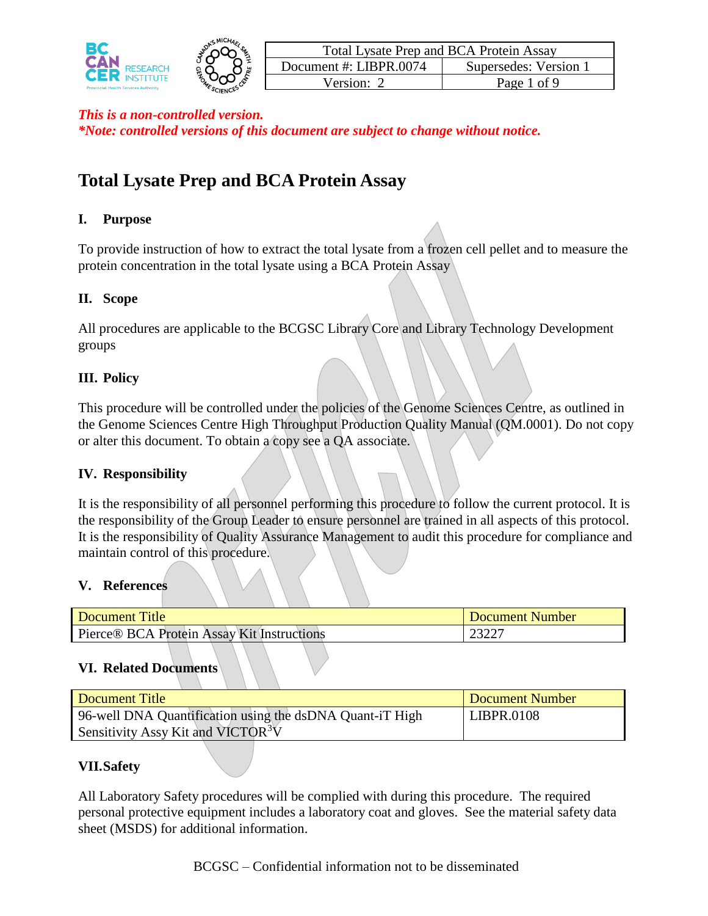*This is a non-controlled version.*
*\*Note: controlled versions of this document are subject to change without notice.*

# Total Lysate Prep and BCA Protein Assay

## I. Purpose

To provide instruction of how to extract the total lysate from a frozen cell pellet and to measure the protein concentration in the total lysate using a BCA Protein Assay

## II. Scope

All procedures are applicable to the BCGSC Library Core and Library Technology Development groups

## III. Policy

This procedure will be controlled under the policies of the Genome Sciences Centre, as outlined in the Genome Sciences Centre High Throughput Production Quality Manual (QM.0001). Do not copy or alter this document. To obtain a copy see a QA associate.

## IV. Responsibility

It is the responsibility of all personnel performing this procedure to follow the current protocol. It is the responsibility of the Group Leader to ensure personnel are trained in all aspects of this protocol. It is the responsibility of Quality Assurance Management to audit this procedure for compliance and maintain control of this procedure.

## V. References

| Document Title | Document Number |
| --- | --- |
| Pierce® BCA Protein Assay Kit Instructions | 23227 |

## VI. Related Documents

| Document Title | Document Number |
| --- | --- |
| 96-well DNA Quantification using the dsDNA Quant-iT High Sensitivity Assy Kit and VICTOR$^3$V | LIBPR.0108 |

## VII. Safety

All Laboratory Safety procedures will be complied with during this procedure. The required personal protective equipment includes a laboratory coat and gloves. See the material safety data sheet (MSDS) for additional information.

BCGSC – Confidential information not to be disseminated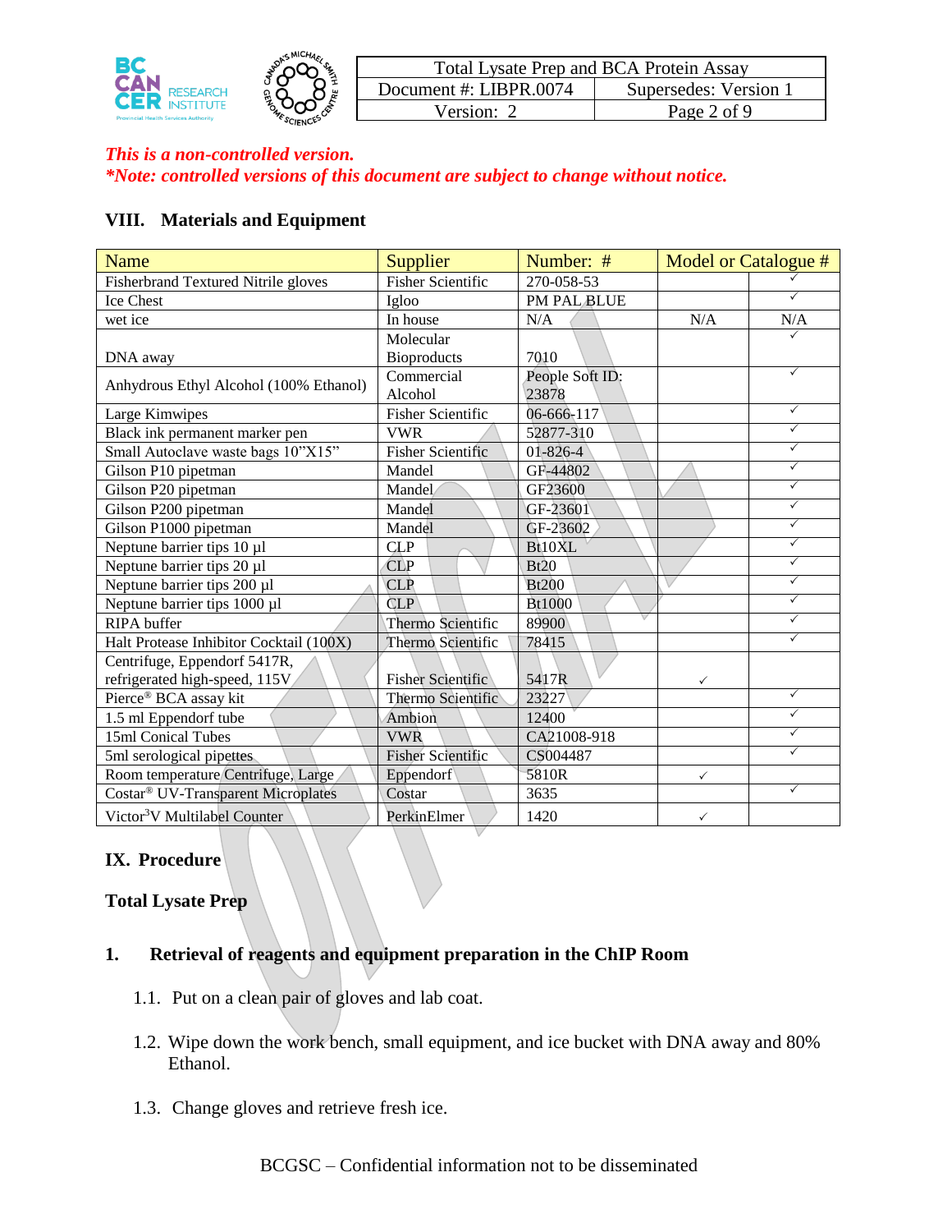*This is a non-controlled version.*
*\*Note: controlled versions of this document are subject to change without notice.*

## VIII. Materials and Equipment

| Name | Supplier | Number: # | Model or Catalogue # | |
|---|---|---|---|---|
| Fisherbrand Textured Nitrile gloves | Fisher Scientific | 270-058-53 | | ✓ |
| Ice Chest | Igloo | PM PAL BLUE | | ✓ |
| wet ice | In house | N/A | N/A | N/A |
| DNA away | Molecular Bioproducts | 7010 | | ✓ |
| Anhydrous Ethyl Alcohol (100% Ethanol) | Commercial Alcohol | People Soft ID: 23878 | | ✓ |
| Large Kimwipes | Fisher Scientific | 06-666-117 | | ✓ |
| Black ink permanent marker pen | VWR | 52877-310 | | ✓ |
| Small Autoclave waste bags 10"X15" | Fisher Scientific | 01-826-4 | | ✓ |
| Gilson P10 pipetman | Mandel | GF-44802 | | ✓ |
| Gilson P20 pipetman | Mandel | GF23600 | | ✓ |
| Gilson P200 pipetman | Mandel | GF-23601 | | ✓ |
| Gilson P1000 pipetman | Mandel | GF-23602 | | ✓ |
| Neptune barrier tips 10 µl | CLP | Bt10XL | | ✓ |
| Neptune barrier tips 20 µl | CLP | Bt20 | | ✓ |
| Neptune barrier tips 200 µl | CLP | Bt200 | | ✓ |
| Neptune barrier tips 1000 µl | CLP | Bt1000 | | ✓ |
| RIPA buffer | Thermo Scientific | 89900 | | ✓ |
| Halt Protease Inhibitor Cocktail (100X) | Thermo Scientific | 78415 | | ✓ |
| Centrifuge, Eppendorf 5417R, refrigerated high-speed, 115V | Fisher Scientific | 5417R | ✓ | |
| Pierce® BCA assay kit | Thermo Scientific | 23227 | | ✓ |
| 1.5 ml Eppendorf tube | Ambion | 12400 | | ✓ |
| 15ml Conical Tubes | VWR | CA21008-918 | | ✓ |
| 5ml serological pipettes | Fisher Scientific | CS004487 | | ✓ |
| Room temperature Centrifuge, Large | Eppendorf | 5810R | ✓ | |
| Costar® UV-Transparent Microplates | Costar | 3635 | | ✓ |
| Victor[3]V Multilabel Counter | PerkinElmer | 1420 | ✓ | |

## IX. Procedure

### Total Lysate Prep

### 1. Retrieval of reagents and equipment preparation in the ChIP Room

1.1. Put on a clean pair of gloves and lab coat.

1.2. Wipe down the work bench, small equipment, and ice bucket with DNA away and 80% Ethanol.

1.3. Change gloves and retrieve fresh ice.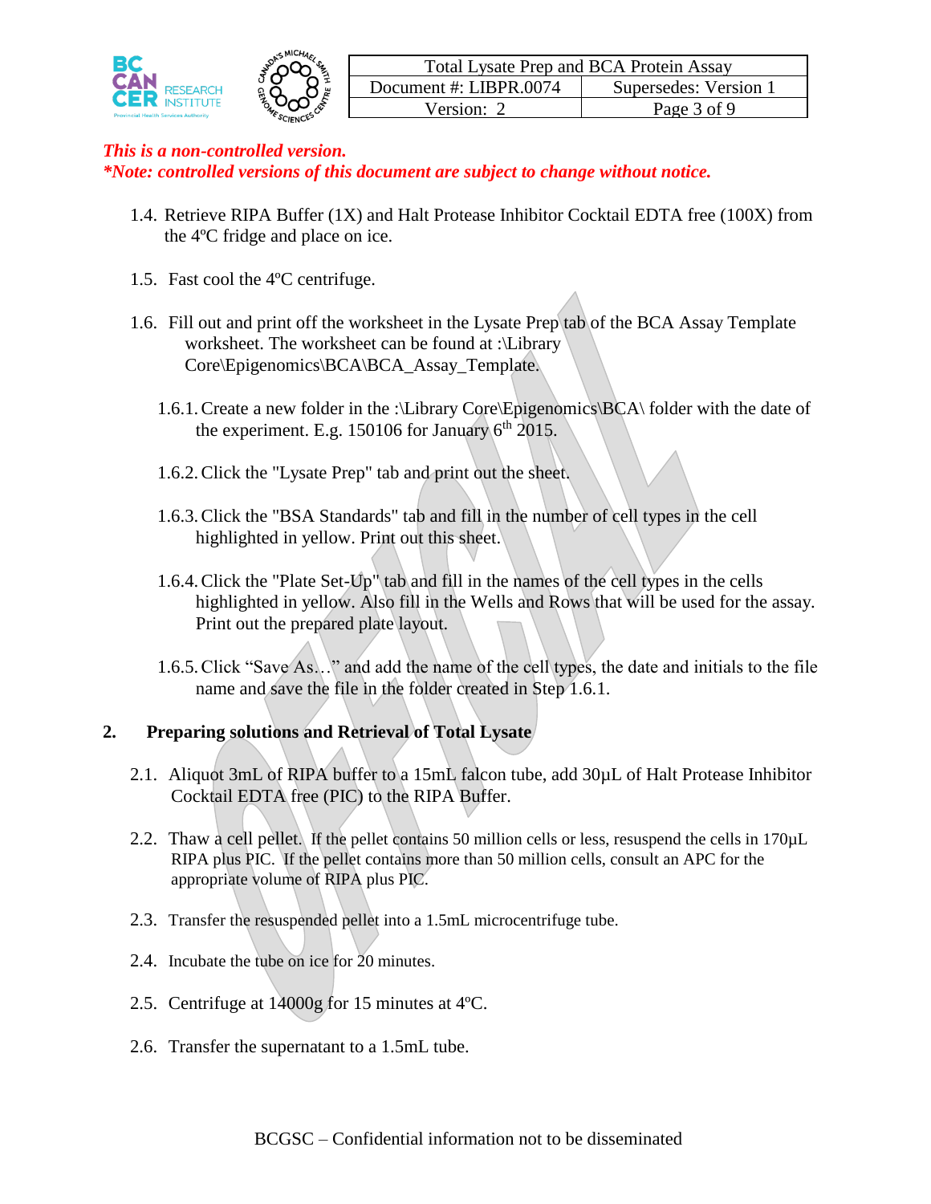*This is a non-controlled version.*
*\*Note: controlled versions of this document are subject to change without notice.*

1.4. Retrieve RIPA Buffer (1X) and Halt Protease Inhibitor Cocktail EDTA free (100X) from the 4ºC fridge and place on ice.

1.5. Fast cool the 4ºC centrifuge.

1.6. Fill out and print off the worksheet in the Lysate Prep tab of the BCA Assay Template worksheet. The worksheet can be found at :\Library Core\Epigenomics\BCA\BCA_Assay_Template.

1.6.1. Create a new folder in the :\Library Core\Epigenomics\BCA\ folder with the date of the experiment. E.g. 150106 for January 6th 2015.

1.6.2. Click the "Lysate Prep" tab and print out the sheet.

1.6.3. Click the "BSA Standards" tab and fill in the number of cell types in the cell highlighted in yellow. Print out this sheet.

1.6.4. Click the "Plate Set-Up" tab and fill in the names of the cell types in the cells highlighted in yellow. Also fill in the Wells and Rows that will be used for the assay. Print out the prepared plate layout.

1.6.5. Click "Save As…" and add the name of the cell types, the date and initials to the file name and save the file in the folder created in Step 1.6.1.

## 2. Preparing solutions and Retrieval of Total Lysate

2.1. Aliquot 3mL of RIPA buffer to a 15mL falcon tube, add 30µL of Halt Protease Inhibitor Cocktail EDTA free (PIC) to the RIPA Buffer.

2.2. Thaw a cell pellet. If the pellet contains 50 million cells or less, resuspend the cells in 170µL RIPA plus PIC. If the pellet contains more than 50 million cells, consult an APC for the appropriate volume of RIPA plus PIC.

2.3. Transfer the resuspended pellet into a 1.5mL microcentrifuge tube.

2.4. Incubate the tube on ice for 20 minutes.

2.5. Centrifuge at 14000g for 15 minutes at 4ºC.

2.6. Transfer the supernatant to a 1.5mL tube.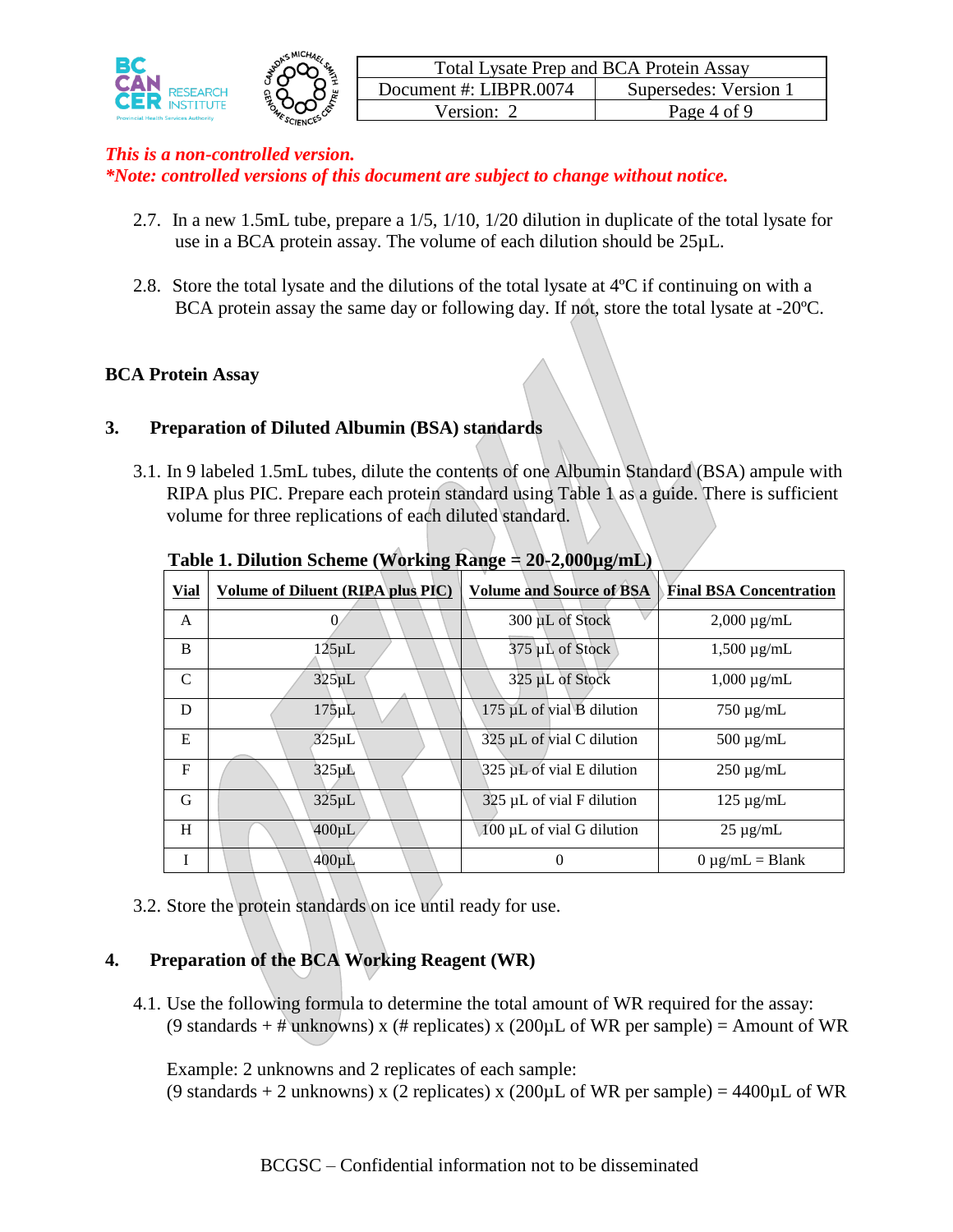*This is a non-controlled version.*
***Note: controlled versions of this document are subject to change without notice.***

2.7. In a new 1.5mL tube, prepare a 1/5, 1/10, 1/20 dilution in duplicate of the total lysate for use in a BCA protein assay. The volume of each dilution should be 25µL.

2.8. Store the total lysate and the dilutions of the total lysate at 4ºC if continuing on with a BCA protein assay the same day or following day. If not, store the total lysate at -20ºC.

**BCA Protein Assay**

## 3. Preparation of Diluted Albumin (BSA) standards

3.1. In 9 labeled 1.5mL tubes, dilute the contents of one Albumin Standard (BSA) ampule with RIPA plus PIC. Prepare each protein standard using Table 1 as a guide. There is sufficient volume for three replications of each diluted standard.

**Table 1. Dilution Scheme (Working Range = 20-2,000µg/mL)**

| Vial | Volume of Diluent (RIPA plus PIC) | Volume and Source of BSA | Final BSA Concentration |
|---|---|---|---|
| A | 0 | 300 µL of Stock | 2,000 µg/mL |
| B | 125µL | 375 µL of Stock | 1,500 µg/mL |
| C | 325µL | 325 µL of Stock | 1,000 µg/mL |
| D | 175µL | 175 µL of vial B dilution | 750 µg/mL |
| E | 325µL | 325 µL of vial C dilution | 500 µg/mL |
| F | 325µL | 325 µL of vial E dilution | 250 µg/mL |
| G | 325µL | 325 µL of vial F dilution | 125 µg/mL |
| H | 400µL | 100 µL of vial G dilution | 25 µg/mL |
| I | 400µL | 0 | 0 µg/mL = Blank |

3.2. Store the protein standards on ice until ready for use.

## 4. Preparation of the BCA Working Reagent (WR)

4.1. Use the following formula to determine the total amount of WR required for the assay:
(9 standards + # unknowns) x (# replicates) x (200µL of WR per sample) = Amount of WR

Example: 2 unknowns and 2 replicates of each sample:
(9 standards + 2 unknowns) x (2 replicates) x (200µL of WR per sample) = 4400µL of WR

BCGSC – Confidential information not to be disseminated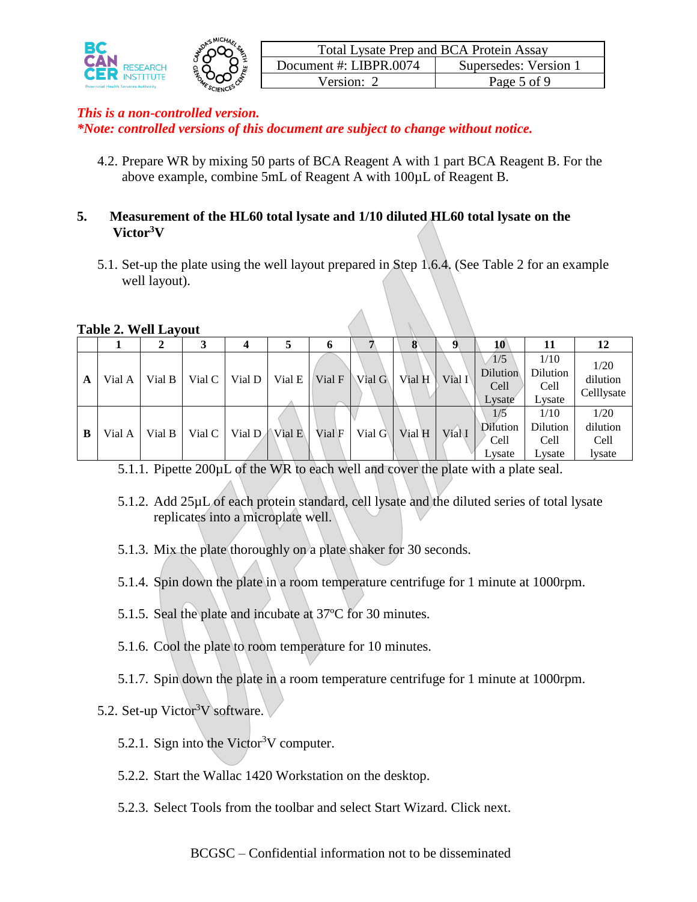*This is a non-controlled version.*
*\*Note: controlled versions of this document are subject to change without notice.*

4.2. Prepare WR by mixing 50 parts of BCA Reagent A with 1 part BCA Reagent B. For the above example, combine 5mL of Reagent A with 100µL of Reagent B.

## 5. Measurement of the HL60 total lysate and 1/10 diluted HL60 total lysate on the Victor$^3$V

5.1. Set-up the plate using the well layout prepared in Step 1.6.4. (See Table 2 for an example well layout).

**Table 2. Well Layout**

| | 1 | 2 | 3 | 4 | 5 | 6 | 7 | 8 | 9 | 10 | 11 | 12 |
|---|---|---|---|---|---|---|---|---|---|---|---|---|
| **A** | Vial A | Vial B | Vial C | Vial D | Vial E | Vial F | Vial G | Vial H | Vial I | 1/5 Dilution Cell Lysate | 1/10 Dilution Cell Lysate | 1/20 dilution Celllysate |
| **B** | Vial A | Vial B | Vial C | Vial D | Vial E | Vial F | Vial G | Vial H | Vial I | 1/5 Dilution Cell Lysate | 1/10 Dilution Cell Lysate | 1/20 dilution Cell lysate |

5.1.1. Pipette 200µL of the WR to each well and cover the plate with a plate seal.

5.1.2. Add 25µL of each protein standard, cell lysate and the diluted series of total lysate replicates into a microplate well.

5.1.3. Mix the plate thoroughly on a plate shaker for 30 seconds.

5.1.4. Spin down the plate in a room temperature centrifuge for 1 minute at 1000rpm.

5.1.5. Seal the plate and incubate at 37ºC for 30 minutes.

5.1.6. Cool the plate to room temperature for 10 minutes.

5.1.7. Spin down the plate in a room temperature centrifuge for 1 minute at 1000rpm.

5.2. Set-up Victor$^3$V software.

5.2.1. Sign into the Victor$^3$V computer.

5.2.2. Start the Wallac 1420 Workstation on the desktop.

5.2.3. Select Tools from the toolbar and select Start Wizard. Click next.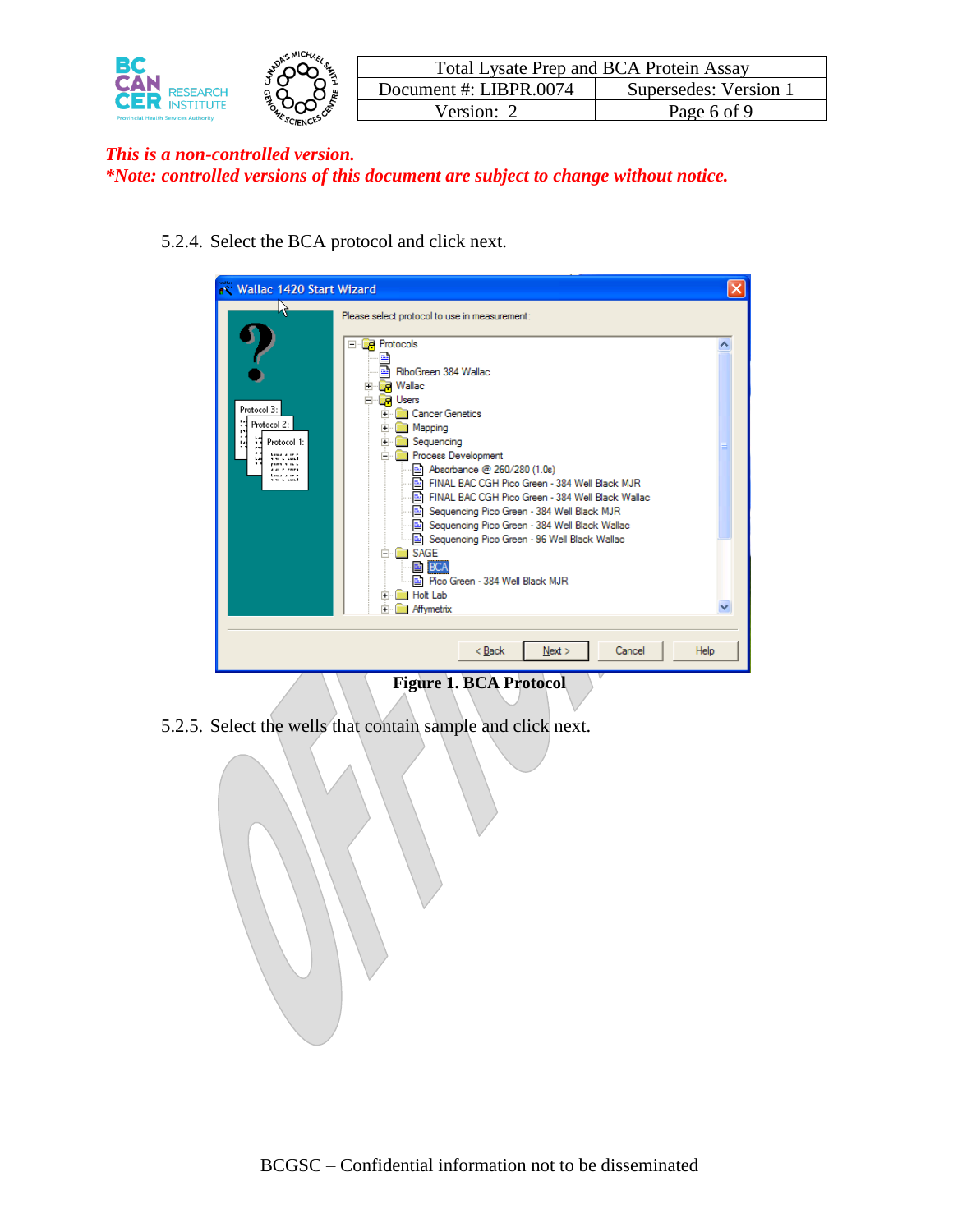*This is a non-controlled version.*
***Note: controlled versions of this document are subject to change without notice.***

5.2.4. Select the BCA protocol and click next.

**Figure 1. BCA Protocol**

5.2.5. Select the wells that contain sample and click next.

BCGSC – Confidential information not to be disseminated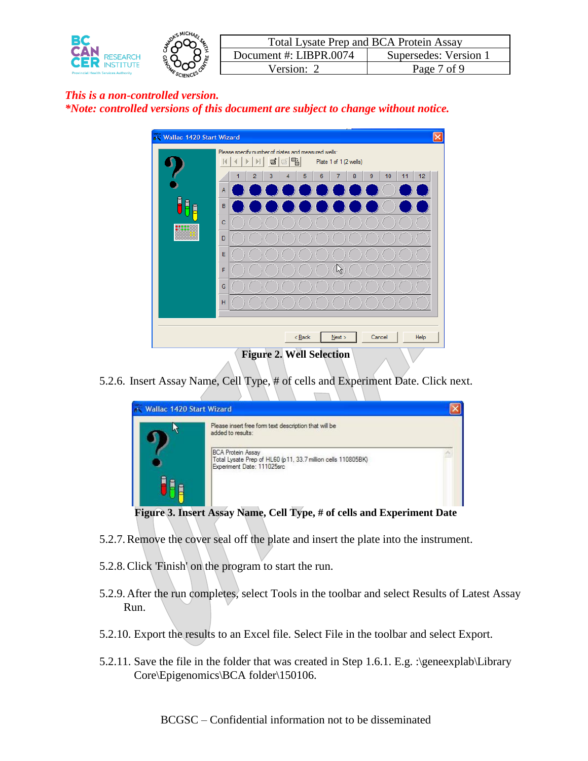*This is a non-controlled version.*
***Note: controlled versions of this document are subject to change without notice.**

**Figure 2. Well Selection**

5.2.6. Insert Assay Name, Cell Type, # of cells and Experiment Date. Click next.

**Figure 3. Insert Assay Name, Cell Type, # of cells and Experiment Date**

5.2.7. Remove the cover seal off the plate and insert the plate into the instrument.

5.2.8. Click 'Finish' on the program to start the run.

5.2.9. After the run completes, select Tools in the toolbar and select Results of Latest Assay Run.

5.2.10. Export the results to an Excel file. Select File in the toolbar and select Export.

5.2.11. Save the file in the folder that was created in Step 1.6.1. E.g. :\geneexplab\Library Core\Epigenomics\BCA folder\150106.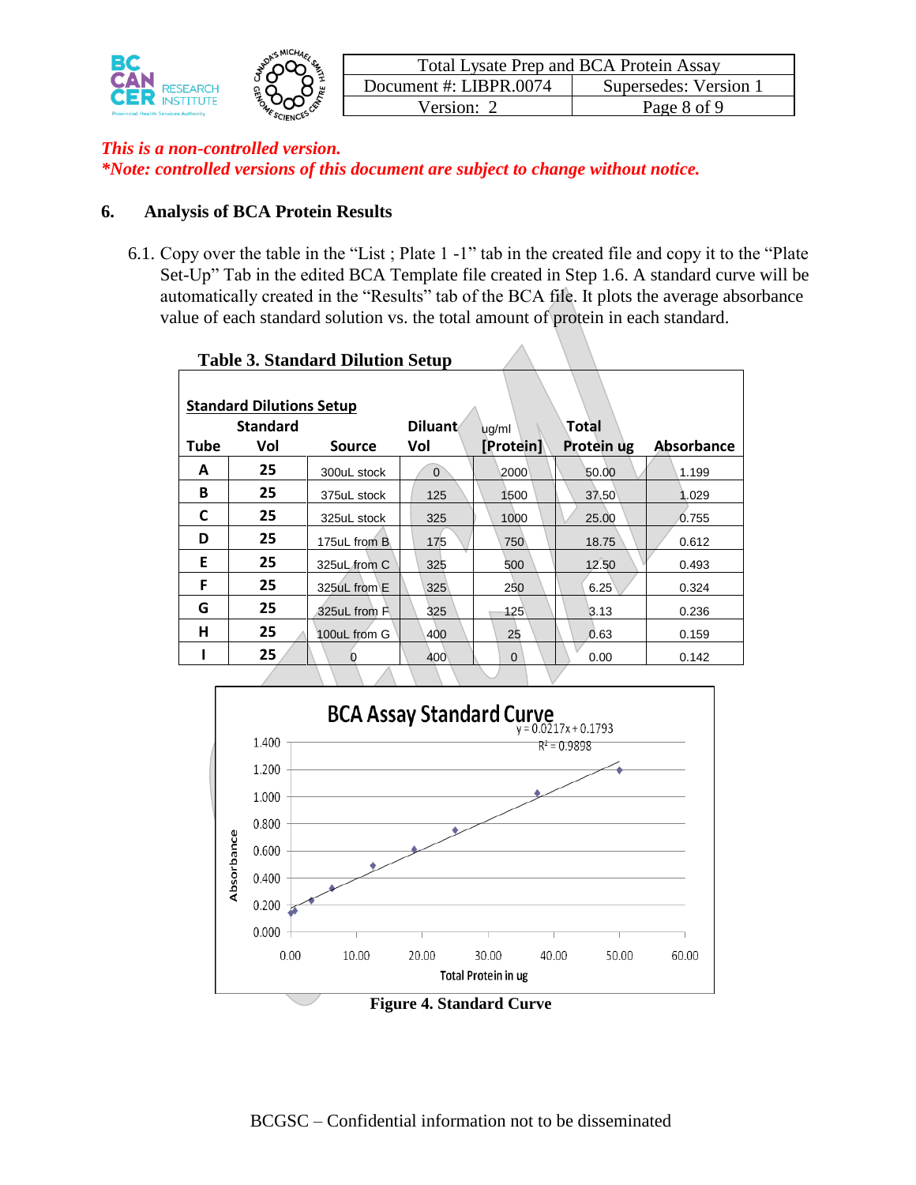*This is a non-controlled version.*
*\*Note: controlled versions of this document are subject to change without notice.*

## 6. Analysis of BCA Protein Results

6.1. Copy over the table in the "List ; Plate 1 -1" tab in the created file and copy it to the "Plate Set-Up" Tab in the edited BCA Template file created in Step 1.6. A standard curve will be automatically created in the "Results" tab of the BCA file. It plots the average absorbance value of each standard solution vs. the total amount of protein in each standard.

**Table 3. Standard Dilution Setup**

**Standard Dilutions Setup**

| Tube | Standard Vol | Source | Diluant Vol | ug/ml [Protein] | Total Protein ug | Absorbance |
|---|---|---|---|---|---|---|
| A | 25 | 300uL stock | 0 | 2000 | 50.00 | 1.199 |
| B | 25 | 375uL stock | 125 | 1500 | 37.50 | 1.029 |
| C | 25 | 325uL stock | 325 | 1000 | 25.00 | 0.755 |
| D | 25 | 175uL from B | 175 | 750 | 18.75 | 0.612 |
| E | 25 | 325uL from C | 325 | 500 | 12.50 | 0.493 |
| F | 25 | 325uL from E | 325 | 250 | 6.25 | 0.324 |
| G | 25 | 325uL from F | 325 | 125 | 3.13 | 0.236 |
| H | 25 | 100uL from G | 400 | 25 | 0.63 | 0.159 |
| I | 25 | 0 | 400 | 0 | 0.00 | 0.142 |

**BCA Assay Standard Curve**

$y = 0.0217x + 0.1793$

$R^2 = 0.9898$

Absorbance (0.000–1.400) vs. Total Protein in ug (0.00–60.00)

**Figure 4. Standard Curve**

BCGSC – Confidential information not to be disseminated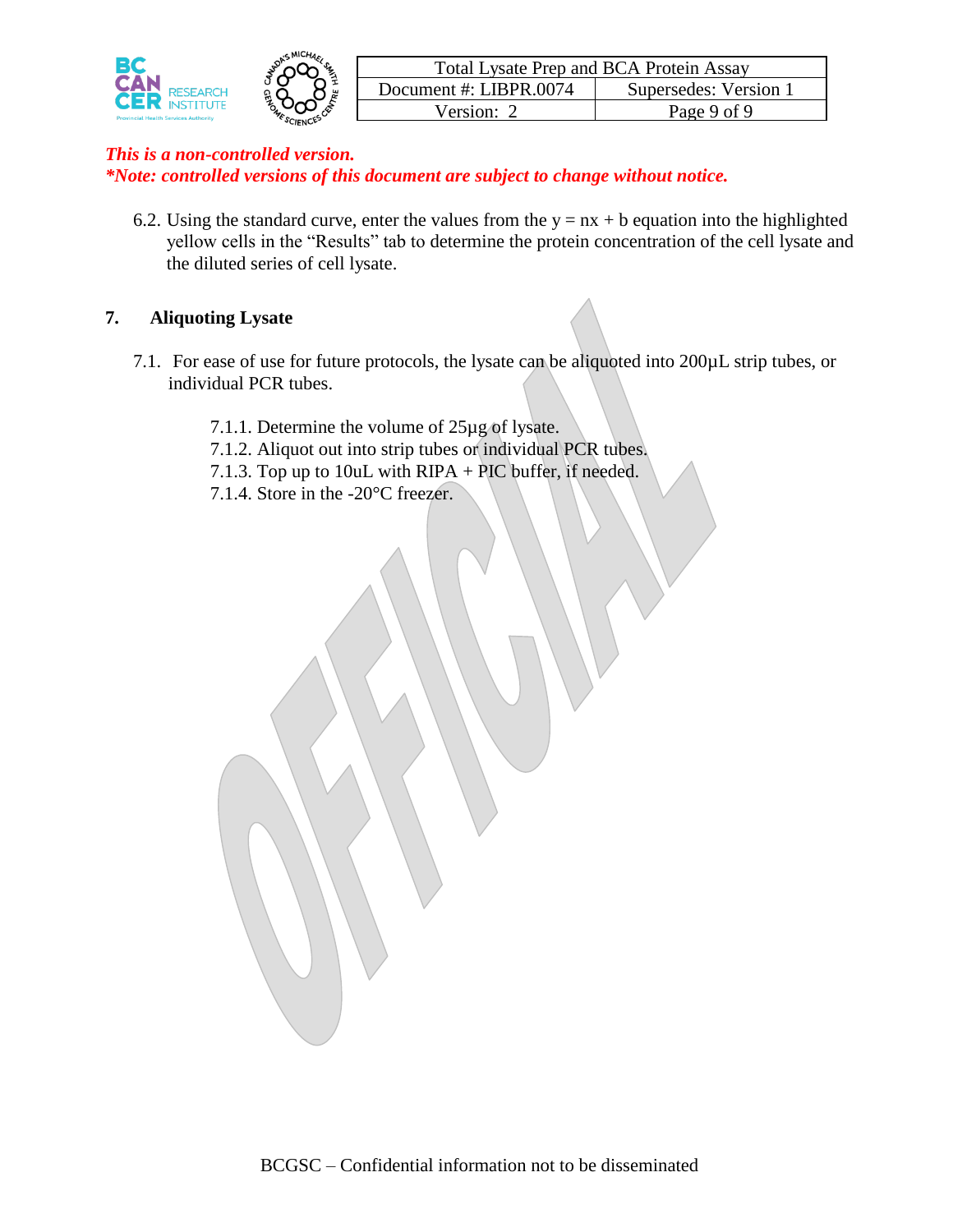*This is a non-controlled version.*
***Note: controlled versions of this document are subject to change without notice.***

6.2. Using the standard curve, enter the values from the y = nx + b equation into the highlighted yellow cells in the "Results" tab to determine the protein concentration of the cell lysate and the diluted series of cell lysate.

## 7. Aliquoting Lysate

7.1. For ease of use for future protocols, the lysate can be aliquoted into 200µL strip tubes, or individual PCR tubes.

7.1.1. Determine the volume of 25µg of lysate.
7.1.2. Aliquot out into strip tubes or individual PCR tubes.
7.1.3. Top up to 10uL with RIPA + PIC buffer, if needed.
7.1.4. Store in the -20°C freezer.